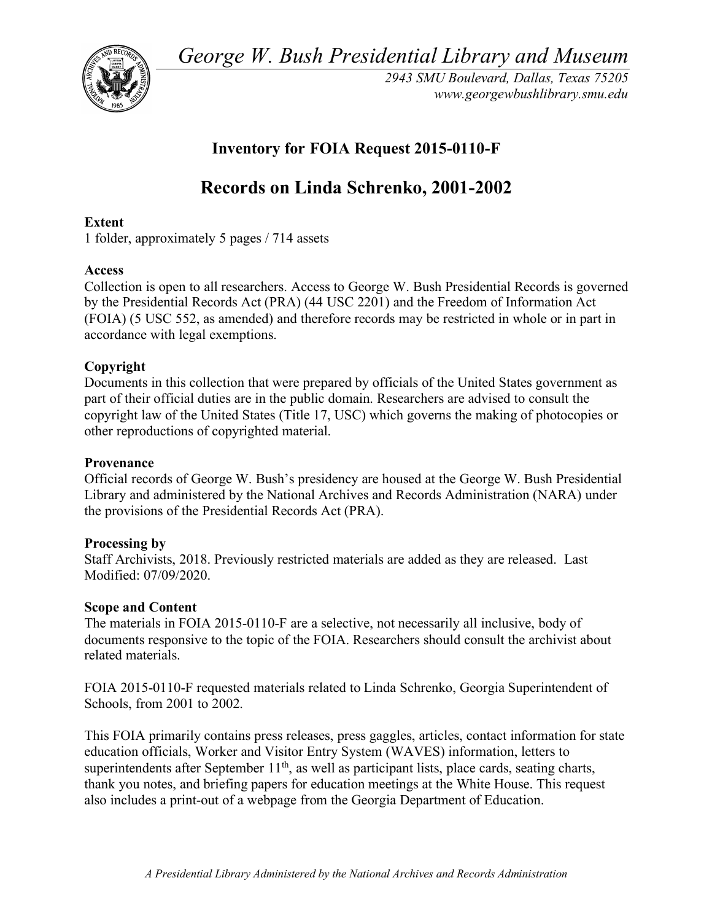*George W. Bush Presidential Library and Museum*

*2943 SMU Boulevard, Dallas, Texas 75205*
*www.georgewbushlibrary.smu.edu*

# Inventory for FOIA Request 2015-0110-F

# Records on Linda Schrenko, 2001-2002

**Extent**
1 folder, approximately 5 pages / 714 assets

**Access**
Collection is open to all researchers. Access to George W. Bush Presidential Records is governed by the Presidential Records Act (PRA) (44 USC 2201) and the Freedom of Information Act (FOIA) (5 USC 552, as amended) and therefore records may be restricted in whole or in part in accordance with legal exemptions.

**Copyright**
Documents in this collection that were prepared by officials of the United States government as part of their official duties are in the public domain. Researchers are advised to consult the copyright law of the United States (Title 17, USC) which governs the making of photocopies or other reproductions of copyrighted material.

**Provenance**
Official records of George W. Bush's presidency are housed at the George W. Bush Presidential Library and administered by the National Archives and Records Administration (NARA) under the provisions of the Presidential Records Act (PRA).

**Processing by**
Staff Archivists, 2018. Previously restricted materials are added as they are released. Last Modified: 07/09/2020.

**Scope and Content**
The materials in FOIA 2015-0110-F are a selective, not necessarily all inclusive, body of documents responsive to the topic of the FOIA. Researchers should consult the archivist about related materials.

FOIA 2015-0110-F requested materials related to Linda Schrenko, Georgia Superintendent of Schools, from 2001 to 2002.

This FOIA primarily contains press releases, press gaggles, articles, contact information for state education officials, Worker and Visitor Entry System (WAVES) information, letters to superintendents after September 11th, as well as participant lists, place cards, seating charts, thank you notes, and briefing papers for education meetings at the White House. This request also includes a print-out of a webpage from the Georgia Department of Education.

*A Presidential Library Administered by the National Archives and Records Administration*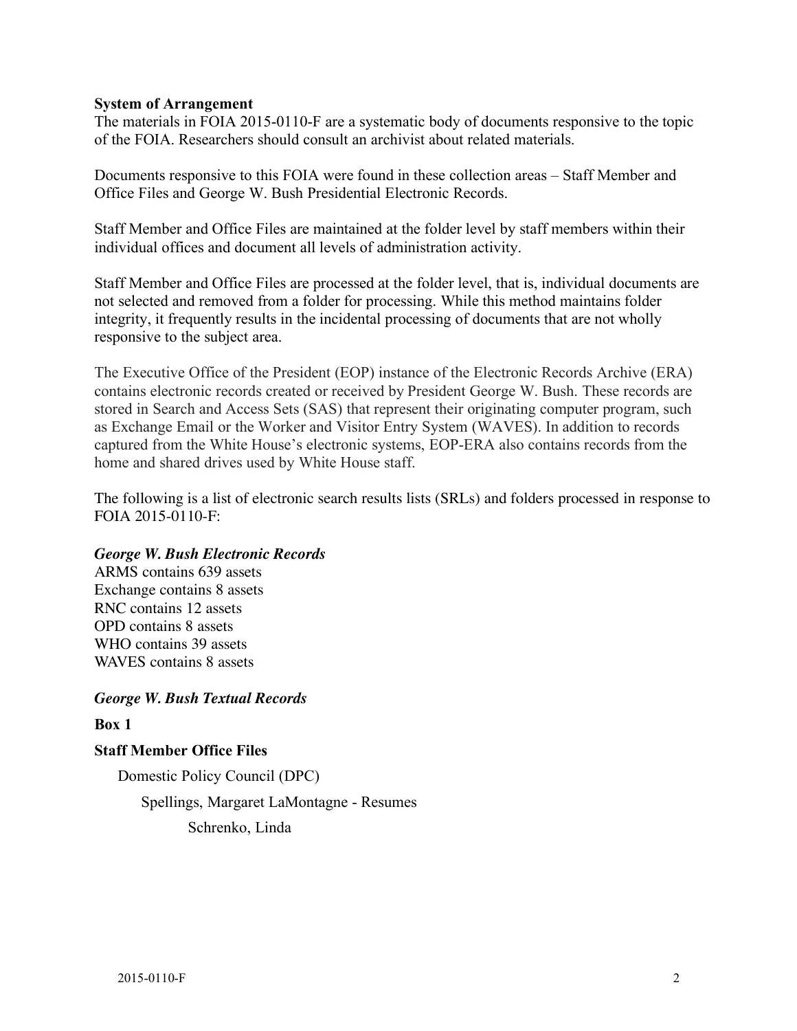## System of Arrangement

The materials in FOIA 2015-0110-F are a systematic body of documents responsive to the topic of the FOIA. Researchers should consult an archivist about related materials.

Documents responsive to this FOIA were found in these collection areas – Staff Member and Office Files and George W. Bush Presidential Electronic Records.

Staff Member and Office Files are maintained at the folder level by staff members within their individual offices and document all levels of administration activity.

Staff Member and Office Files are processed at the folder level, that is, individual documents are not selected and removed from a folder for processing. While this method maintains folder integrity, it frequently results in the incidental processing of documents that are not wholly responsive to the subject area.

The Executive Office of the President (EOP) instance of the Electronic Records Archive (ERA) contains electronic records created or received by President George W. Bush. These records are stored in Search and Access Sets (SAS) that represent their originating computer program, such as Exchange Email or the Worker and Visitor Entry System (WAVES). In addition to records captured from the White House's electronic systems, EOP-ERA also contains records from the home and shared drives used by White House staff.

The following is a list of electronic search results lists (SRLs) and folders processed in response to FOIA 2015-0110-F:

### *George W. Bush Electronic Records*

ARMS contains 639 assets
Exchange contains 8 assets
RNC contains 12 assets
OPD contains 8 assets
WHO contains 39 assets
WAVES contains 8 assets

### *George W. Bush Textual Records*

**Box 1**

**Staff Member Office Files**

- Domestic Policy Council (DPC)
  - Spellings, Margaret LaMontagne - Resumes
    - Schrenko, Linda